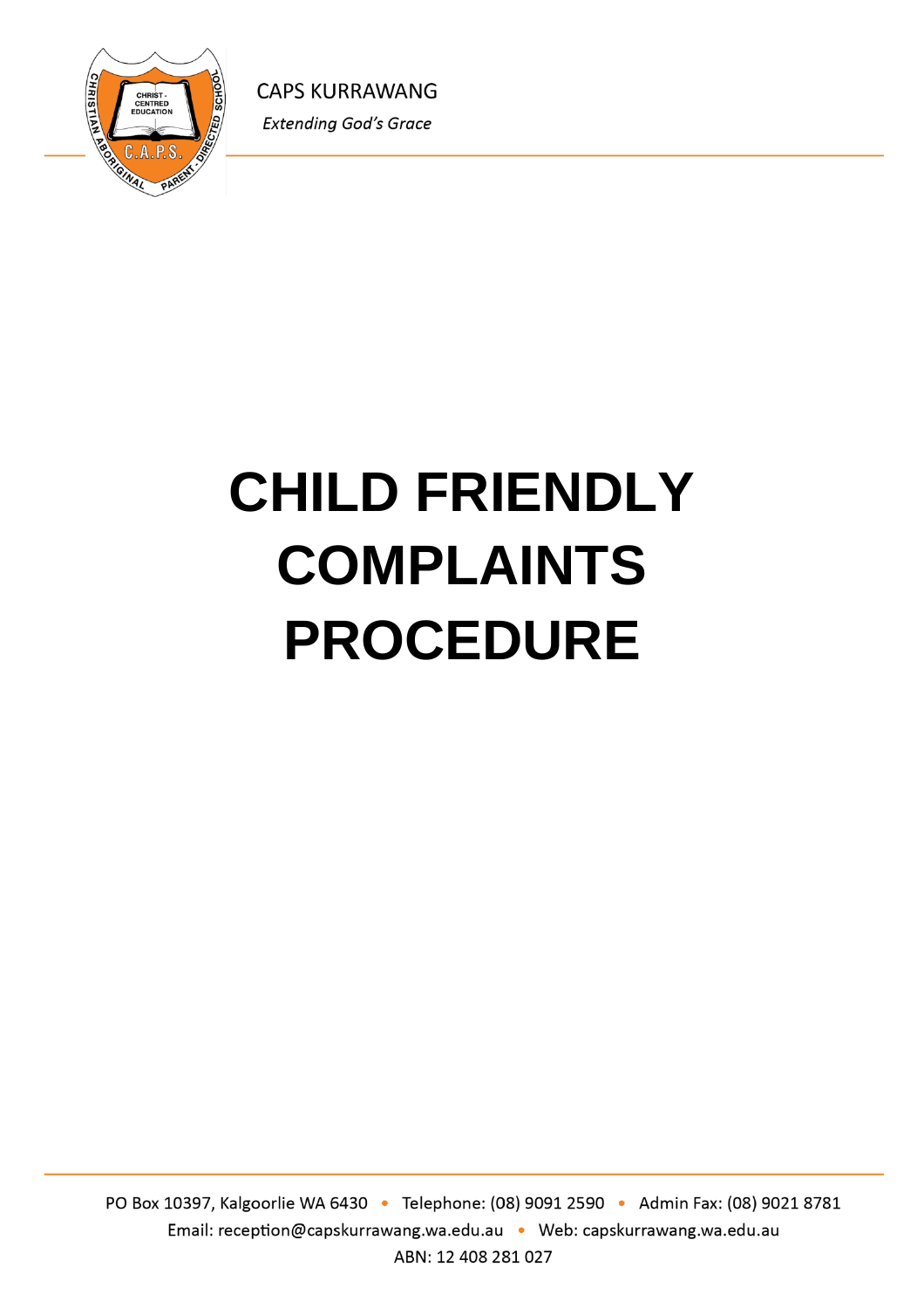CAPS KURRAWANG

*Extending God's Grace*

# CHILD FRIENDLY COMPLAINTS PROCEDURE

PO Box 10397, Kalgoorlie WA 6430 • Telephone: (08) 9091 2590 • Admin Fax: (08) 9021 8781
Email: reception@capskurrawang.wa.edu.au • Web: capskurrawang.wa.edu.au
ABN: 12 408 281 027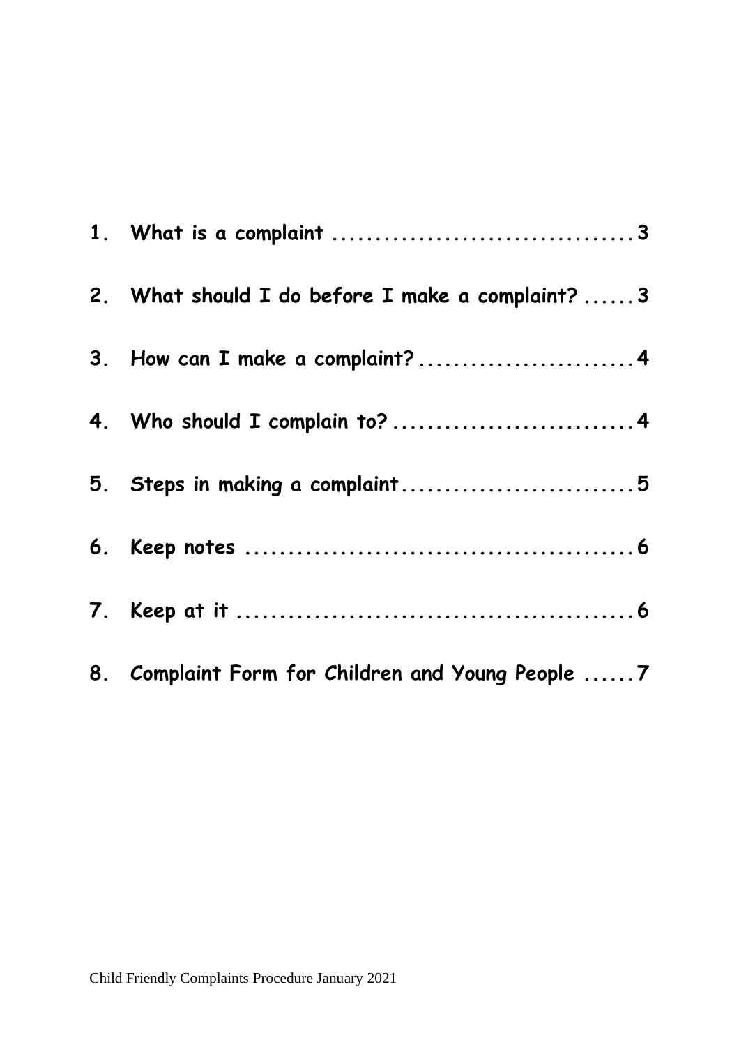1. What is a complaint .................................3
2. What should I do before I make a complaint? ......3
3. How can I make a complaint? ........................4
4. Who should I complain to? ...........................4
5. Steps in making a complaint..........................5
6. Keep notes ...........................................6
7. Keep at it ............................................6
8. Complaint Form for Children and Young People ......7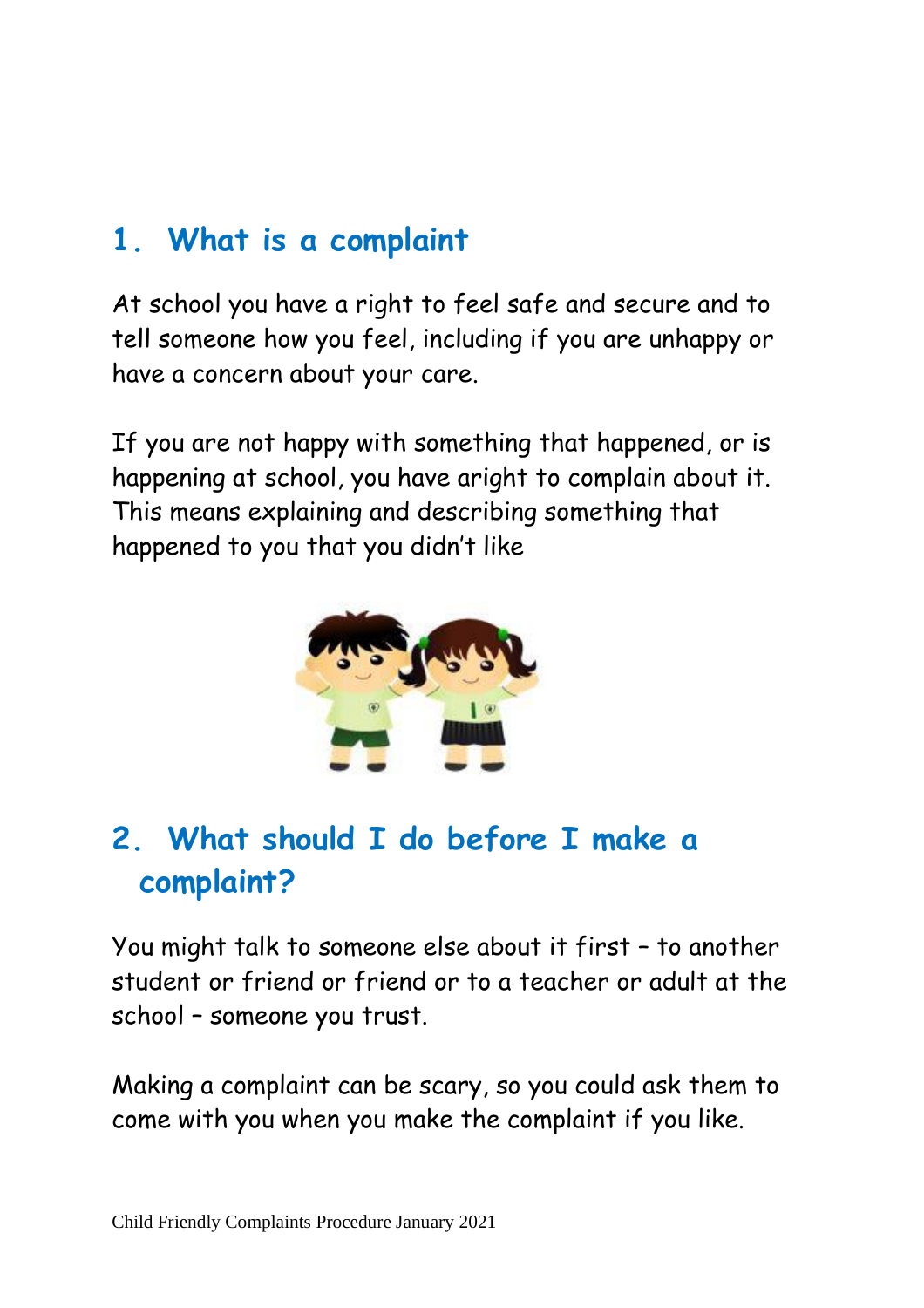## 1. What is a complaint

At school you have a right to feel safe and secure and to tell someone how you feel, including if you are unhappy or have a concern about your care.

If you are not happy with something that happened, or is happening at school, you have aright to complain about it. This means explaining and describing something that happened to you that you didn't like

## 2. What should I do before I make a complaint?

You might talk to someone else about it first – to another student or friend or friend or to a teacher or adult at the school – someone you trust.

Making a complaint can be scary, so you could ask them to come with you when you make the complaint if you like.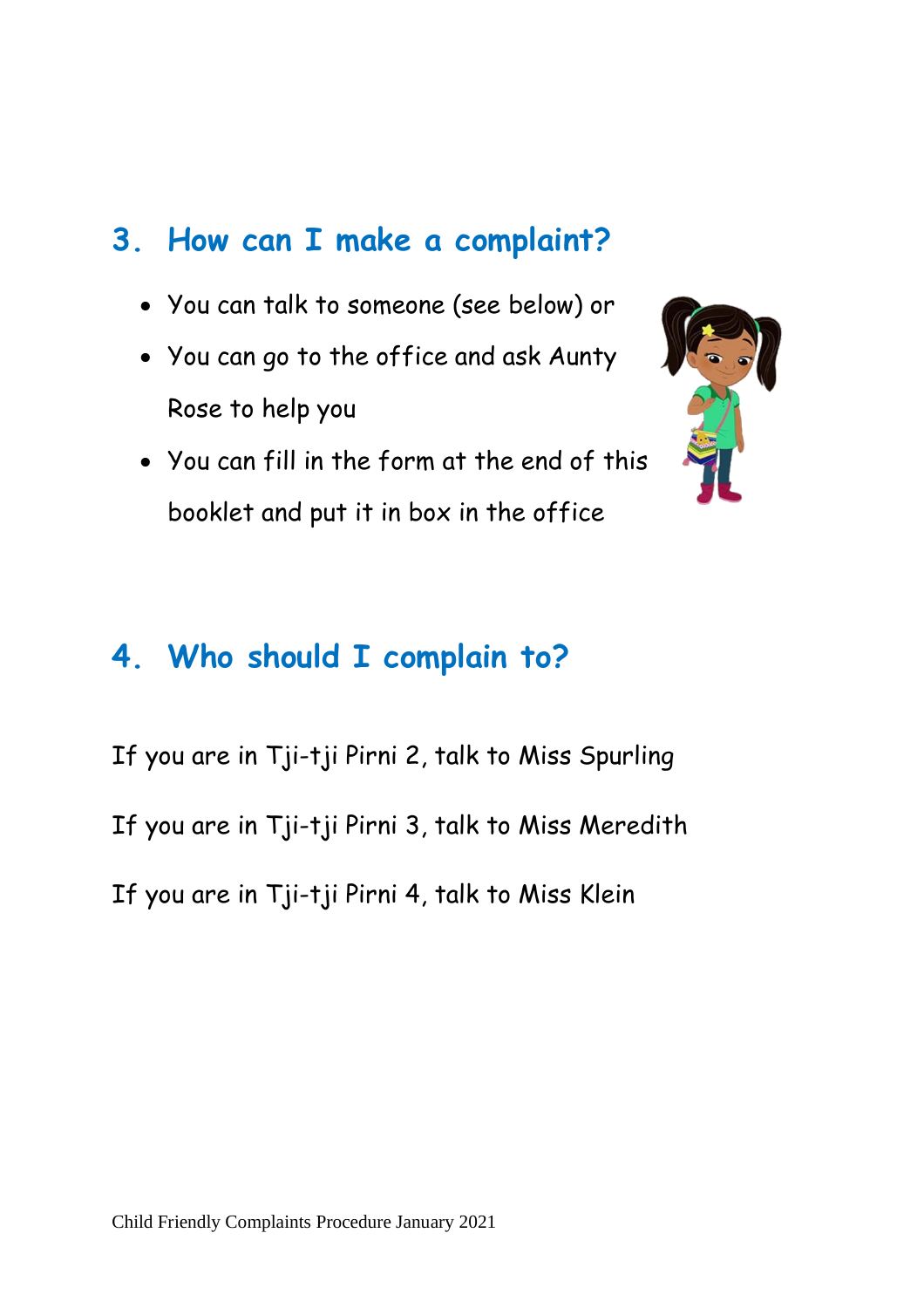## 3. How can I make a complaint?

- You can talk to someone (see below) or
- You can go to the office and ask Aunty Rose to help you
- You can fill in the form at the end of this booklet and put it in box in the office

## 4. Who should I complain to?

If you are in Tji-tji Pirni 2, talk to Miss Spurling

If you are in Tji-tji Pirni 3, talk to Miss Meredith

If you are in Tji-tji Pirni 4, talk to Miss Klein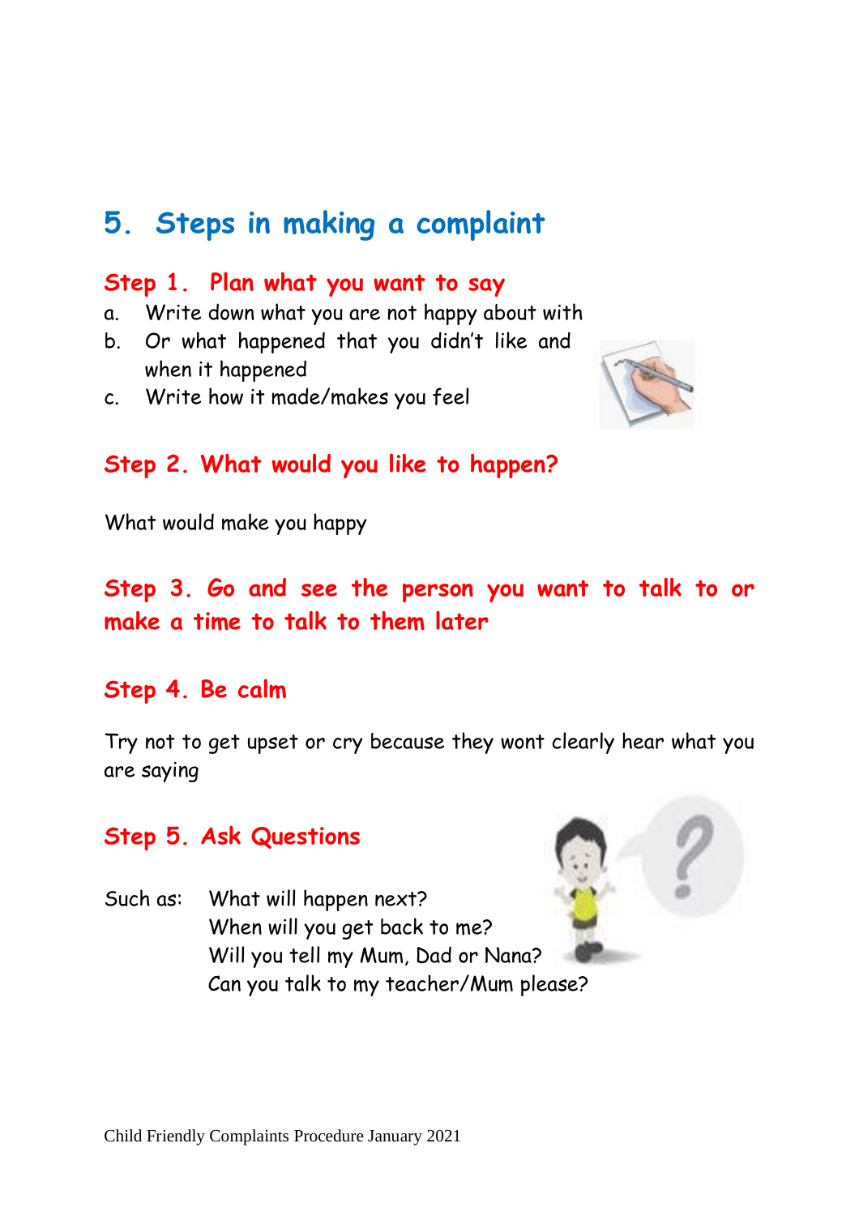# 5. Steps in making a complaint

## Step 1. Plan what you want to say

a. Write down what you are not happy about with
b. Or what happened that you didn't like and when it happened
c. Write how it made/makes you feel

## Step 2. What would you like to happen?

What would make you happy

## Step 3. Go and see the person you want to talk to or make a time to talk to them later

## Step 4. Be calm

Try not to get upset or cry because they wont clearly hear what you are saying

## Step 5. Ask Questions

Such as: What will happen next?
When will you get back to me?
Will you tell my Mum, Dad or Nana?
Can you talk to my teacher/Mum please?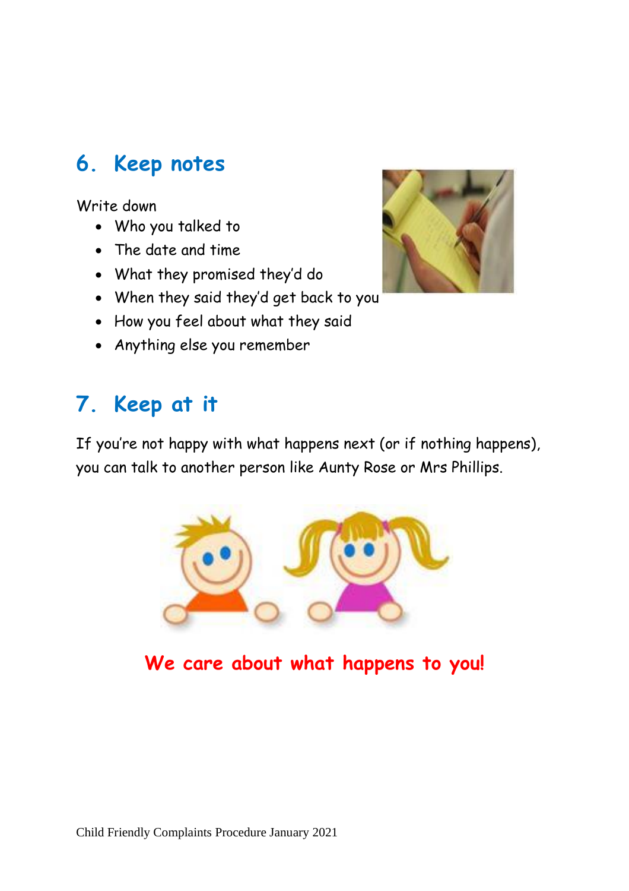## 6. Keep notes

Write down

- Who you talked to
- The date and time
- What they promised they'd do
- When they said they'd get back to you
- How you feel about what they said
- Anything else you remember

## 7. Keep at it

If you're not happy with what happens next (or if nothing happens), you can talk to another person like Aunty Rose or Mrs Phillips.

**We care about what happens to you!**

Child Friendly Complaints Procedure January 2021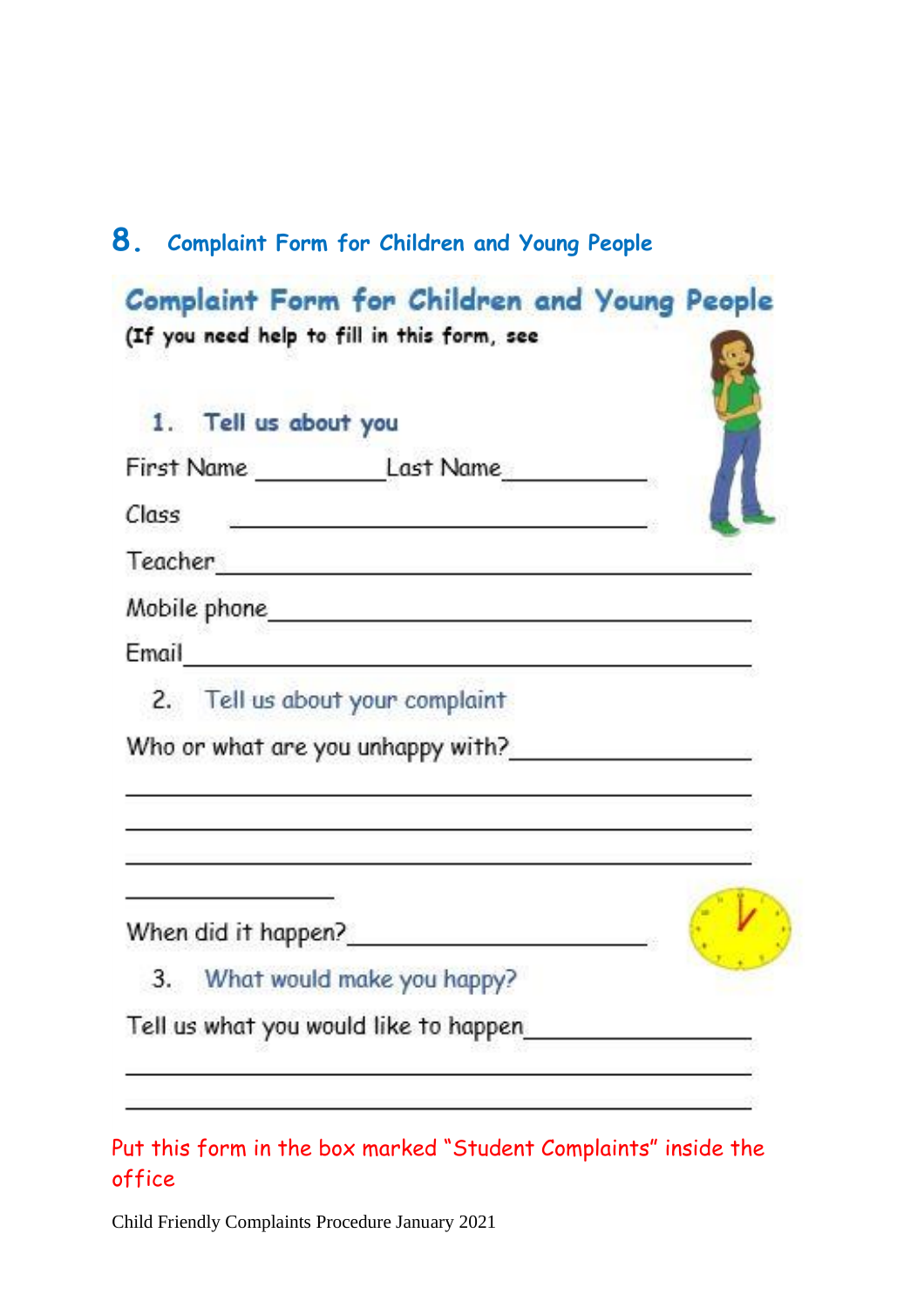## 8. Complaint Form for Children and Young People

### Complaint Form for Children and Young People

(If you need help to fill in this form, see

**1. Tell us about you**

First Name __________ Last Name __________

Class ______________________________

Teacher ______________________________

Mobile phone ______________________________

Email ______________________________

**2. Tell us about your complaint**

Who or what are you unhappy with? ______________________________

______________________________

______________________________

______________________________

__________

When did it happen? ______________________________

**3. What would make you happy?**

Tell us what you would like to happen ______________________________

______________________________

______________________________

Put this form in the box marked "Student Complaints" inside the office

Child Friendly Complaints Procedure January 2021